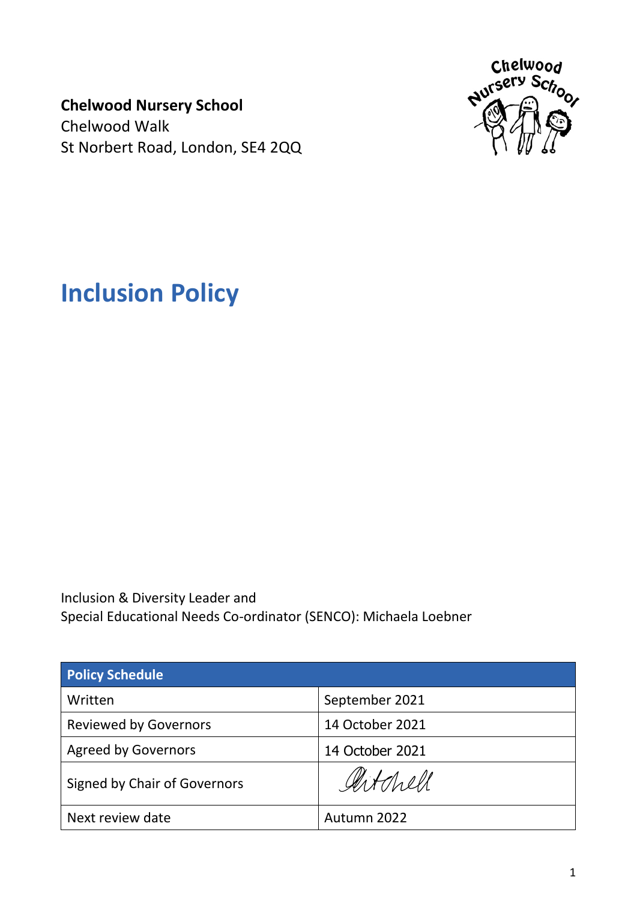**Chelwood Nursery School**
Chelwood Walk
St Norbert Road, London, SE4 2QQ

# Inclusion Policy

Inclusion & Diversity Leader and
Special Educational Needs Co-ordinator (SENCO): Michaela Loebner

| Policy Schedule | |
|---|---|
| Written | September 2021 |
| Reviewed by Governors | 14 October 2021 |
| Agreed by Governors | 14 October 2021 |
| Signed by Chair of Governors | Mitchell |
| Next review date | Autumn 2022 |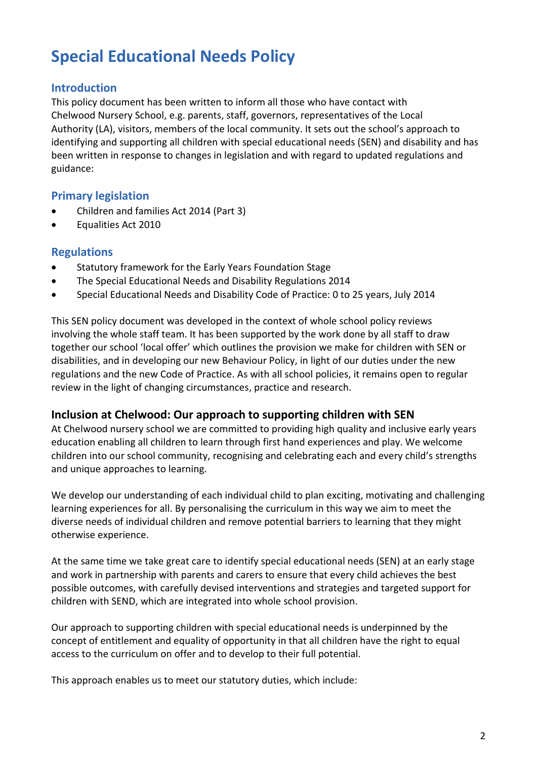# Special Educational Needs Policy

## Introduction

This policy document has been written to inform all those who have contact with Chelwood Nursery School, e.g. parents, staff, governors, representatives of the Local Authority (LA), visitors, members of the local community. It sets out the school's approach to identifying and supporting all children with special educational needs (SEN) and disability and has been written in response to changes in legislation and with regard to updated regulations and guidance:

## Primary legislation

- Children and families Act 2014 (Part 3)
- Equalities Act 2010

## Regulations

- Statutory framework for the Early Years Foundation Stage
- The Special Educational Needs and Disability Regulations 2014
- Special Educational Needs and Disability Code of Practice: 0 to 25 years, July 2014

This SEN policy document was developed in the context of whole school policy reviews involving the whole staff team. It has been supported by the work done by all staff to draw together our school 'local offer' which outlines the provision we make for children with SEN or disabilities, and in developing our new Behaviour Policy, in light of our duties under the new regulations and the new Code of Practice. As with all school policies, it remains open to regular review in the light of changing circumstances, practice and research.

### Inclusion at Chelwood: Our approach to supporting children with SEN

At Chelwood nursery school we are committed to providing high quality and inclusive early years education enabling all children to learn through first hand experiences and play. We welcome children into our school community, recognising and celebrating each and every child's strengths and unique approaches to learning.

We develop our understanding of each individual child to plan exciting, motivating and challenging learning experiences for all. By personalising the curriculum in this way we aim to meet the diverse needs of individual children and remove potential barriers to learning that they might otherwise experience.

At the same time we take great care to identify special educational needs (SEN) at an early stage and work in partnership with parents and carers to ensure that every child achieves the best possible outcomes, with carefully devised interventions and strategies and targeted support for children with SEND, which are integrated into whole school provision.

Our approach to supporting children with special educational needs is underpinned by the concept of entitlement and equality of opportunity in that all children have the right to equal access to the curriculum on offer and to develop to their full potential.

This approach enables us to meet our statutory duties, which include: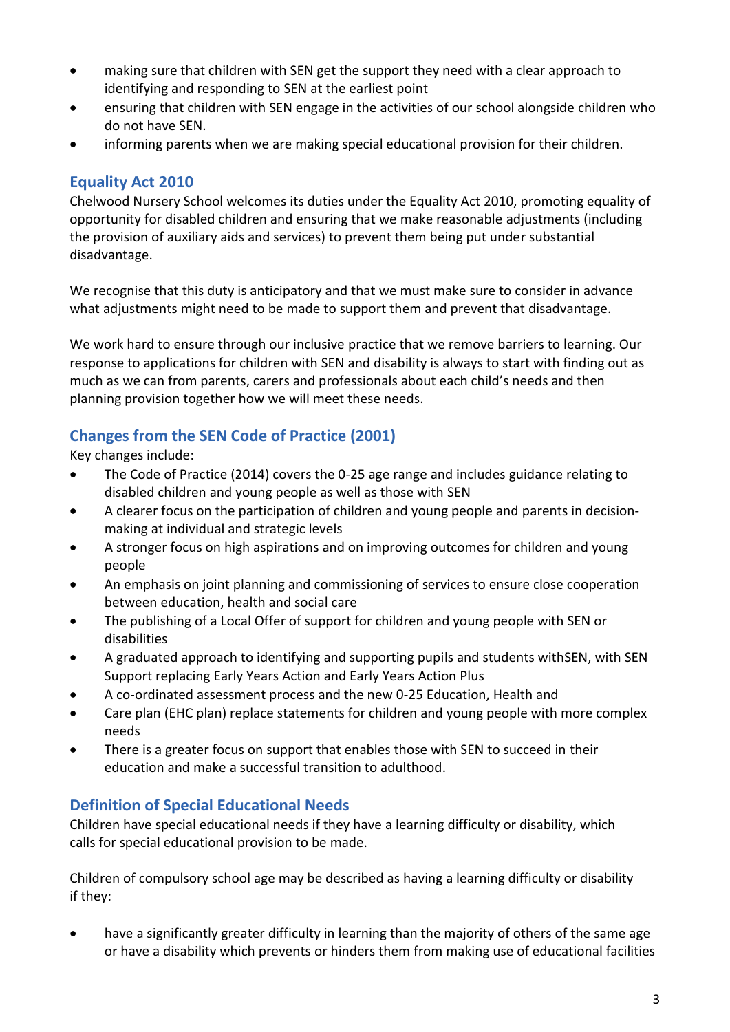- making sure that children with SEN get the support they need with a clear approach to identifying and responding to SEN at the earliest point
- ensuring that children with SEN engage in the activities of our school alongside children who do not have SEN.
- informing parents when we are making special educational provision for their children.

## Equality Act 2010

Chelwood Nursery School welcomes its duties under the Equality Act 2010, promoting equality of opportunity for disabled children and ensuring that we make reasonable adjustments (including the provision of auxiliary aids and services) to prevent them being put under substantial disadvantage.

We recognise that this duty is anticipatory and that we must make sure to consider in advance what adjustments might need to be made to support them and prevent that disadvantage.

We work hard to ensure through our inclusive practice that we remove barriers to learning. Our response to applications for children with SEN and disability is always to start with finding out as much as we can from parents, carers and professionals about each child's needs and then planning provision together how we will meet these needs.

## Changes from the SEN Code of Practice (2001)

Key changes include:

- The Code of Practice (2014) covers the 0-25 age range and includes guidance relating to disabled children and young people as well as those with SEN
- A clearer focus on the participation of children and young people and parents in decision-making at individual and strategic levels
- A stronger focus on high aspirations and on improving outcomes for children and young people
- An emphasis on joint planning and commissioning of services to ensure close cooperation between education, health and social care
- The publishing of a Local Offer of support for children and young people with SEN or disabilities
- A graduated approach to identifying and supporting pupils and students withSEN, with SEN Support replacing Early Years Action and Early Years Action Plus
- A co-ordinated assessment process and the new 0-25 Education, Health and
- Care plan (EHC plan) replace statements for children and young people with more complex needs
- There is a greater focus on support that enables those with SEN to succeed in their education and make a successful transition to adulthood.

## Definition of Special Educational Needs

Children have special educational needs if they have a learning difficulty or disability, which calls for special educational provision to be made.

Children of compulsory school age may be described as having a learning difficulty or disability if they:

- have a significantly greater difficulty in learning than the majority of others of the same age or have a disability which prevents or hinders them from making use of educational facilities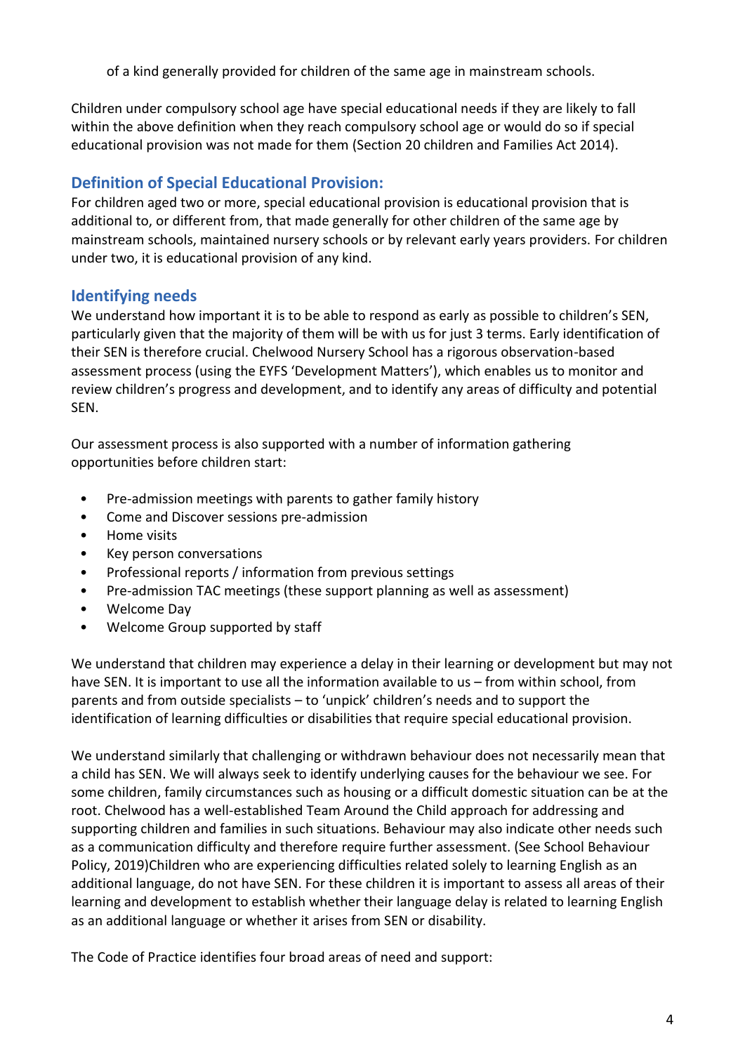of a kind generally provided for children of the same age in mainstream schools.

Children under compulsory school age have special educational needs if they are likely to fall within the above definition when they reach compulsory school age or would do so if special educational provision was not made for them (Section 20 children and Families Act 2014).

## Definition of Special Educational Provision:

For children aged two or more, special educational provision is educational provision that is additional to, or different from, that made generally for other children of the same age by mainstream schools, maintained nursery schools or by relevant early years providers. For children under two, it is educational provision of any kind.

## Identifying needs

We understand how important it is to be able to respond as early as possible to children's SEN, particularly given that the majority of them will be with us for just 3 terms. Early identification of their SEN is therefore crucial. Chelwood Nursery School has a rigorous observation-based assessment process (using the EYFS 'Development Matters'), which enables us to monitor and review children's progress and development, and to identify any areas of difficulty and potential SEN.

Our assessment process is also supported with a number of information gathering opportunities before children start:

- Pre-admission meetings with parents to gather family history
- Come and Discover sessions pre-admission
- Home visits
- Key person conversations
- Professional reports / information from previous settings
- Pre-admission TAC meetings (these support planning as well as assessment)
- Welcome Day
- Welcome Group supported by staff

We understand that children may experience a delay in their learning or development but may not have SEN. It is important to use all the information available to us – from within school, from parents and from outside specialists – to 'unpick' children's needs and to support the identification of learning difficulties or disabilities that require special educational provision.

We understand similarly that challenging or withdrawn behaviour does not necessarily mean that a child has SEN. We will always seek to identify underlying causes for the behaviour we see. For some children, family circumstances such as housing or a difficult domestic situation can be at the root. Chelwood has a well-established Team Around the Child approach for addressing and supporting children and families in such situations. Behaviour may also indicate other needs such as a communication difficulty and therefore require further assessment. (See School Behaviour Policy, 2019)Children who are experiencing difficulties related solely to learning English as an additional language, do not have SEN. For these children it is important to assess all areas of their learning and development to establish whether their language delay is related to learning English as an additional language or whether it arises from SEN or disability.

The Code of Practice identifies four broad areas of need and support: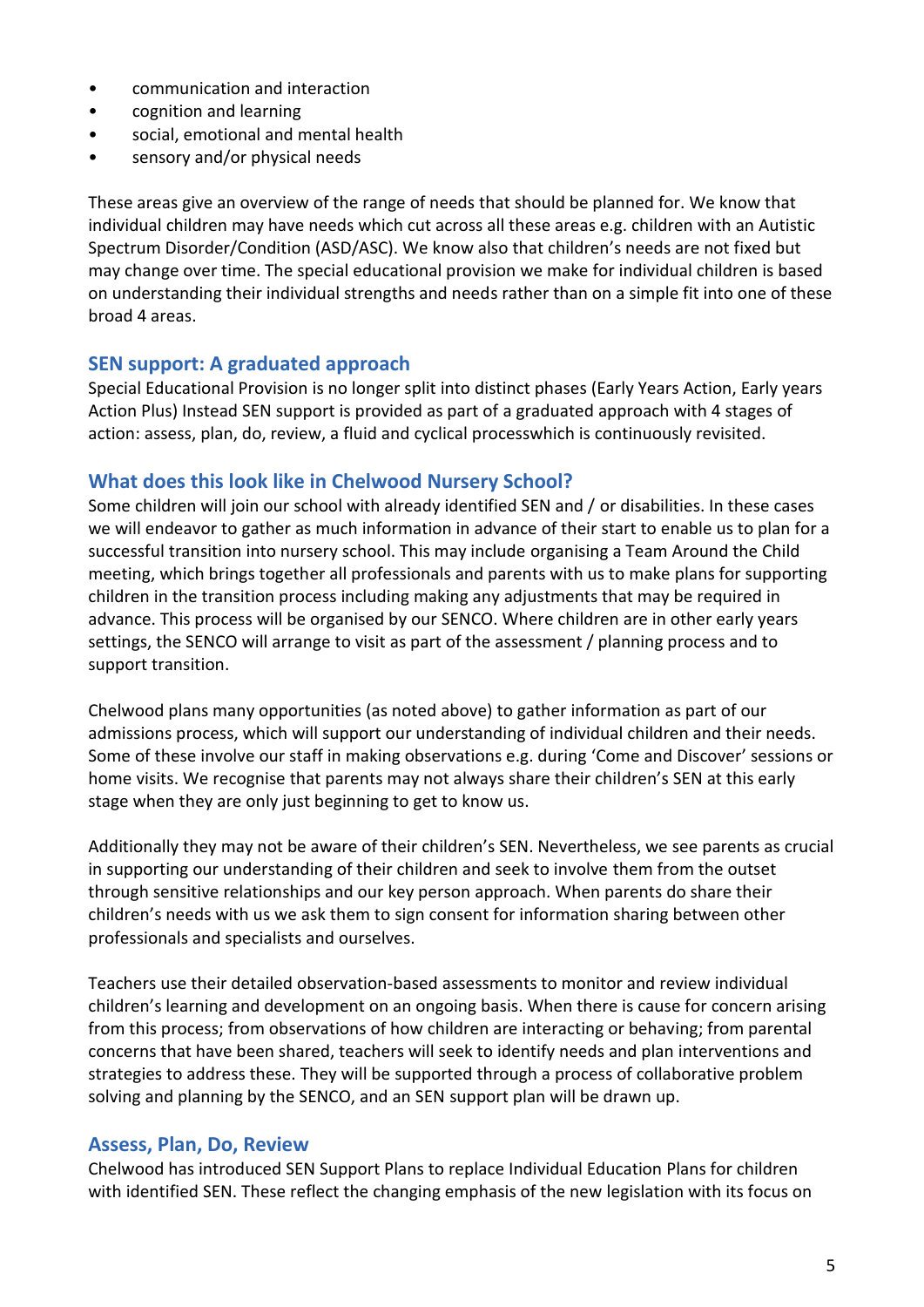- communication and interaction
- cognition and learning
- social, emotional and mental health
- sensory and/or physical needs

These areas give an overview of the range of needs that should be planned for. We know that individual children may have needs which cut across all these areas e.g. children with an Autistic Spectrum Disorder/Condition (ASD/ASC). We know also that children's needs are not fixed but may change over time. The special educational provision we make for individual children is based on understanding their individual strengths and needs rather than on a simple fit into one of these broad 4 areas.

## SEN support: A graduated approach

Special Educational Provision is no longer split into distinct phases (Early Years Action, Early years Action Plus) Instead SEN support is provided as part of a graduated approach with 4 stages of action: assess, plan, do, review, a fluid and cyclical processwhich is continuously revisited.

## What does this look like in Chelwood Nursery School?

Some children will join our school with already identified SEN and / or disabilities. In these cases we will endeavor to gather as much information in advance of their start to enable us to plan for a successful transition into nursery school. This may include organising a Team Around the Child meeting, which brings together all professionals and parents with us to make plans for supporting children in the transition process including making any adjustments that may be required in advance. This process will be organised by our SENCO. Where children are in other early years settings, the SENCO will arrange to visit as part of the assessment / planning process and to support transition.

Chelwood plans many opportunities (as noted above) to gather information as part of our admissions process, which will support our understanding of individual children and their needs. Some of these involve our staff in making observations e.g. during 'Come and Discover' sessions or home visits. We recognise that parents may not always share their children's SEN at this early stage when they are only just beginning to get to know us.

Additionally they may not be aware of their children's SEN. Nevertheless, we see parents as crucial in supporting our understanding of their children and seek to involve them from the outset through sensitive relationships and our key person approach. When parents do share their children's needs with us we ask them to sign consent for information sharing between other professionals and specialists and ourselves.

Teachers use their detailed observation-based assessments to monitor and review individual children's learning and development on an ongoing basis. When there is cause for concern arising from this process; from observations of how children are interacting or behaving; from parental concerns that have been shared, teachers will seek to identify needs and plan interventions and strategies to address these. They will be supported through a process of collaborative problem solving and planning by the SENCO, and an SEN support plan will be drawn up.

## Assess, Plan, Do, Review

Chelwood has introduced SEN Support Plans to replace Individual Education Plans for children with identified SEN. These reflect the changing emphasis of the new legislation with its focus on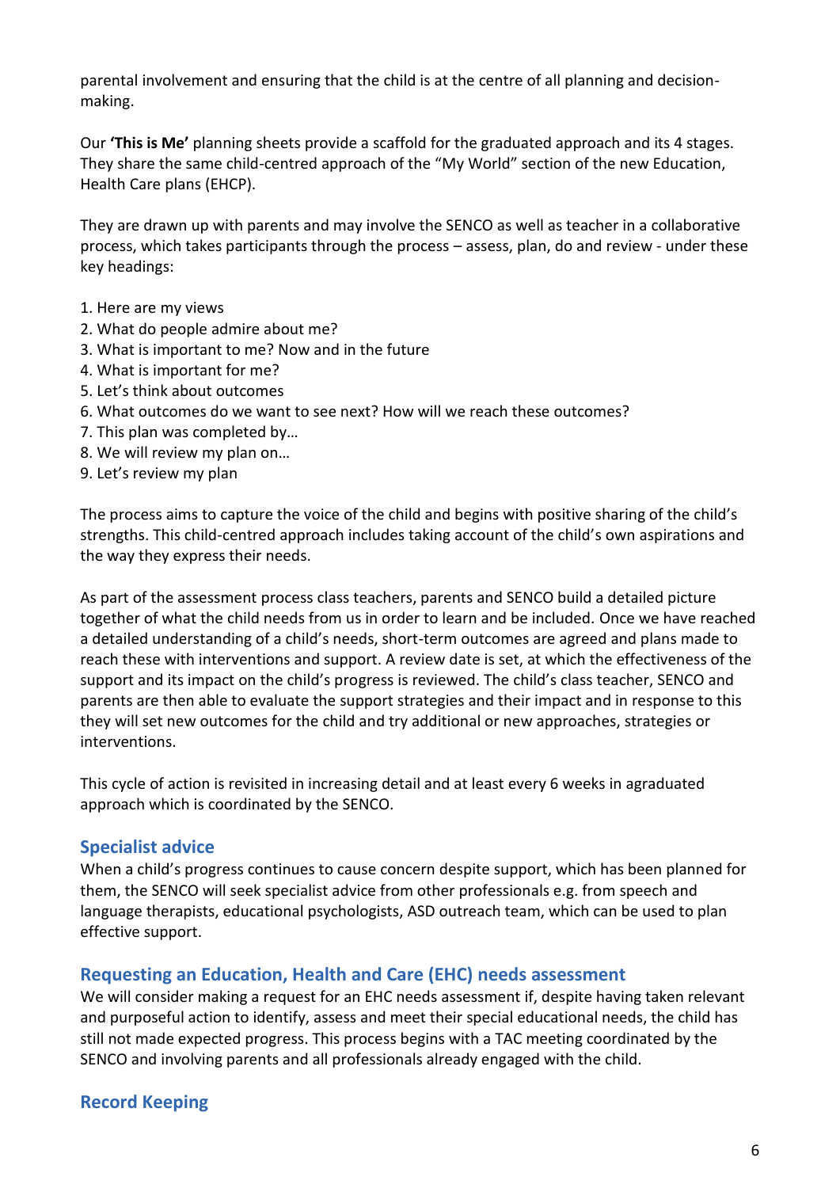parental involvement and ensuring that the child is at the centre of all planning and decision-making.

Our **'This is Me'** planning sheets provide a scaffold for the graduated approach and its 4 stages. They share the same child-centred approach of the "My World" section of the new Education, Health Care plans (EHCP).

They are drawn up with parents and may involve the SENCO as well as teacher in a collaborative process, which takes participants through the process – assess, plan, do and review - under these key headings:

1. Here are my views
2. What do people admire about me?
3. What is important to me? Now and in the future
4. What is important for me?
5. Let's think about outcomes
6. What outcomes do we want to see next? How will we reach these outcomes?
7. This plan was completed by…
8. We will review my plan on…
9. Let's review my plan

The process aims to capture the voice of the child and begins with positive sharing of the child's strengths. This child-centred approach includes taking account of the child's own aspirations and the way they express their needs.

As part of the assessment process class teachers, parents and SENCO build a detailed picture together of what the child needs from us in order to learn and be included. Once we have reached a detailed understanding of a child's needs, short-term outcomes are agreed and plans made to reach these with interventions and support. A review date is set, at which the effectiveness of the support and its impact on the child's progress is reviewed. The child's class teacher, SENCO and parents are then able to evaluate the support strategies and their impact and in response to this they will set new outcomes for the child and try additional or new approaches, strategies or interventions.

This cycle of action is revisited in increasing detail and at least every 6 weeks in agraduated approach which is coordinated by the SENCO.

## Specialist advice

When a child's progress continues to cause concern despite support, which has been planned for them, the SENCO will seek specialist advice from other professionals e.g. from speech and language therapists, educational psychologists, ASD outreach team, which can be used to plan effective support.

## Requesting an Education, Health and Care (EHC) needs assessment

We will consider making a request for an EHC needs assessment if, despite having taken relevant and purposeful action to identify, assess and meet their special educational needs, the child has still not made expected progress. This process begins with a TAC meeting coordinated by the SENCO and involving parents and all professionals already engaged with the child.

## Record Keeping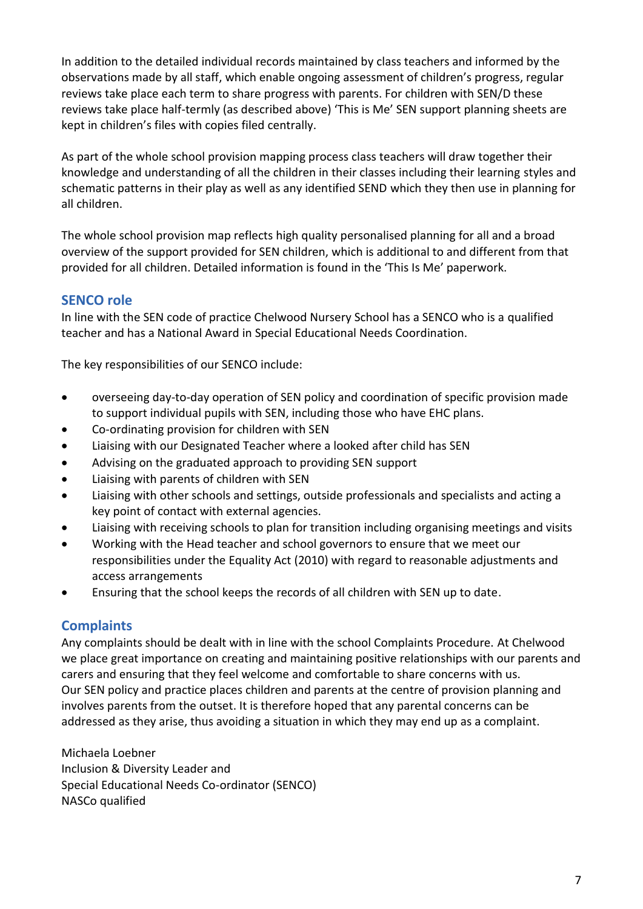In addition to the detailed individual records maintained by class teachers and informed by the observations made by all staff, which enable ongoing assessment of children's progress, regular reviews take place each term to share progress with parents. For children with SEN/D these reviews take place half-termly (as described above) 'This is Me' SEN support planning sheets are kept in children's files with copies filed centrally.

As part of the whole school provision mapping process class teachers will draw together their knowledge and understanding of all the children in their classes including their learning styles and schematic patterns in their play as well as any identified SEND which they then use in planning for all children.

The whole school provision map reflects high quality personalised planning for all and a broad overview of the support provided for SEN children, which is additional to and different from that provided for all children. Detailed information is found in the 'This Is Me' paperwork.

## SENCO role

In line with the SEN code of practice Chelwood Nursery School has a SENCO who is a qualified teacher and has a National Award in Special Educational Needs Coordination.

The key responsibilities of our SENCO include:

- overseeing day-to-day operation of SEN policy and coordination of specific provision made to support individual pupils with SEN, including those who have EHC plans.
- Co-ordinating provision for children with SEN
- Liaising with our Designated Teacher where a looked after child has SEN
- Advising on the graduated approach to providing SEN support
- Liaising with parents of children with SEN
- Liaising with other schools and settings, outside professionals and specialists and acting a key point of contact with external agencies.
- Liaising with receiving schools to plan for transition including organising meetings and visits
- Working with the Head teacher and school governors to ensure that we meet our responsibilities under the Equality Act (2010) with regard to reasonable adjustments and access arrangements
- Ensuring that the school keeps the records of all children with SEN up to date.

## Complaints

Any complaints should be dealt with in line with the school Complaints Procedure. At Chelwood we place great importance on creating and maintaining positive relationships with our parents and carers and ensuring that they feel welcome and comfortable to share concerns with us.
Our SEN policy and practice places children and parents at the centre of provision planning and involves parents from the outset. It is therefore hoped that any parental concerns can be addressed as they arise, thus avoiding a situation in which they may end up as a complaint.

Michaela Loebner
Inclusion & Diversity Leader and
Special Educational Needs Co-ordinator (SENCO)
NASCo qualified